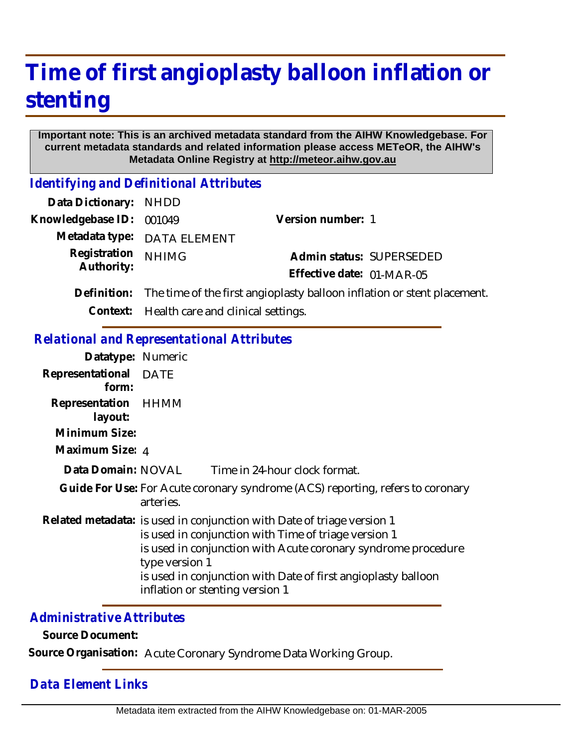# Time of first angioplasty balloon inflation or stenting

**Important note: This is an archived metadata standard from the AIHW Knowledgebase. For current metadata standards and related information please access METeOR, the AIHW's Metadata Online Registry at http://meteor.aihw.gov.au**

## Identifying and Definitional Attributes

**Data Dictionary:** NHDD

**Knowledgebase ID:** 001049

**Version number:** 1

**Metadata type:** DATA ELEMENT

**Registration Authority:** NHIMG

**Admin status:** SUPERSEDED

**Effective date:** 01-MAR-05

**Definition:** The time of the first angioplasty balloon inflation or stent placement.

**Context:** Health care and clinical settings.

## Relational and Representational Attributes

**Datatype:** Numeric

**Representational form:** DATE

**Representation layout:** HHMM

**Minimum Size:**

**Maximum Size:** 4

**Data Domain:** NOVAL Time in 24-hour clock format.

**Guide For Use:** For Acute coronary syndrome (ACS) reporting, refers to coronary arteries.

**Related metadata:**
is used in conjunction with Date of triage version 1
is used in conjunction with Time of triage version 1
is used in conjunction with Acute coronary syndrome procedure type version 1
is used in conjunction with Date of first angioplasty balloon inflation or stenting version 1

## Administrative Attributes

**Source Document:**

**Source Organisation:** Acute Coronary Syndrome Data Working Group.

## Data Element Links

Metadata item extracted from the AIHW Knowledgebase on: 01-MAR-2005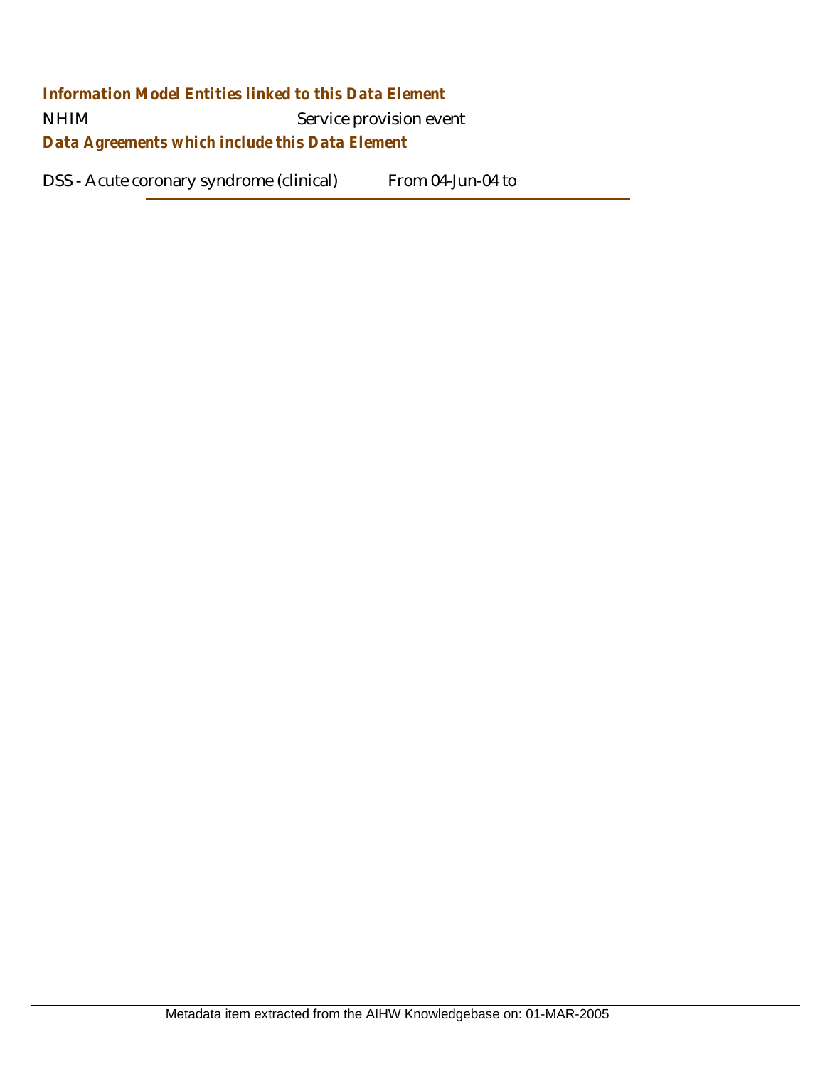### *Information Model Entities linked to this Data Element*

| | |
|---|---|
| NHIM | Service provision event |

### *Data Agreements which include this Data Element*

| | |
|---|---|
| DSS - Acute coronary syndrome (clinical) | From 04-Jun-04 to |

Metadata item extracted from the AIHW Knowledgebase on: 01-MAR-2005